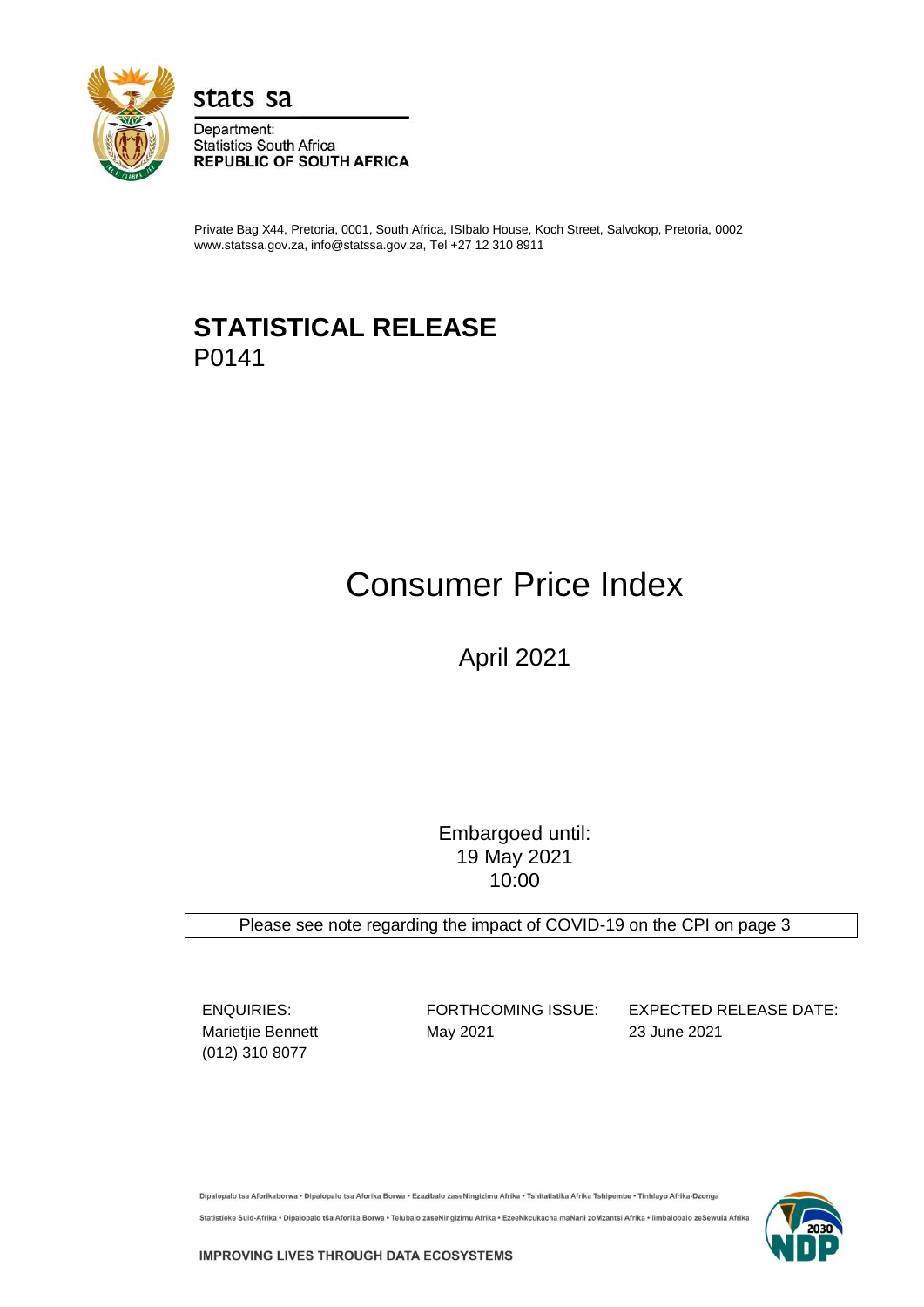stats sa

Department:
Statistics South Africa
**REPUBLIC OF SOUTH AFRICA**

Private Bag X44, Pretoria, 0001, South Africa, ISIbalo House, Koch Street, Salvokop, Pretoria, 0002
www.statssa.gov.za, info@statssa.gov.za, Tel +27 12 310 8911

# STATISTICAL RELEASE
P0141

# Consumer Price Index

## April 2021

Embargoed until:
19 May 2021
10:00

Please see note regarding the impact of COVID-19 on the CPI on page 3

| ENQUIRIES: | FORTHCOMING ISSUE: | EXPECTED RELEASE DATE: |
|---|---|---|
| Marietjie Bennett<br>(012) 310 8077 | May 2021 | 23 June 2021 |

Dipalopalo tsa Aforikaborwa • Dipalopalo tsa Aforika Borwa • Ezazibalo zaseNingizimu Afrika • Tshitatistika Afrika Tshipembe • Tinhlayo Afrika-Dzonga
Statistieke Suid-Afrika • Dipalopalo tša Aforika Borwa • Telubalo zaseNingizimu Afrika • EzeeNkcukacha maNani zoMzantsi Afrika • Iimbalobalo zeSewula Afrika

IMPROVING LIVES THROUGH DATA ECOSYSTEMS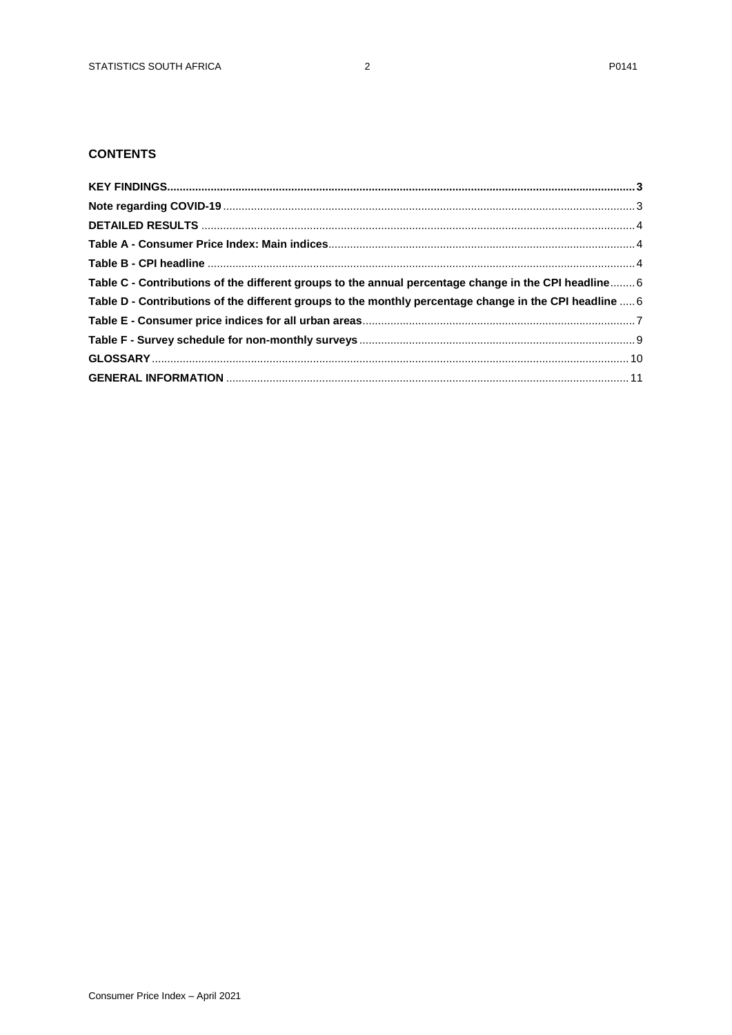## CONTENTS

**KEY FINDINGS** ........ **3**

**Note regarding COVID-19** ........ 3

**DETAILED RESULTS** ........ 4

**Table A - Consumer Price Index: Main indices** ........ 4

**Table B - CPI headline** ........ 4

**Table C - Contributions of the different groups to the annual percentage change in the CPI headline** ........ 6

**Table D - Contributions of the different groups to the monthly percentage change in the CPI headline** ........ 6

**Table E - Consumer price indices for all urban areas** ........ 7

**Table F - Survey schedule for non-monthly surveys** ........ 9

**GLOSSARY** ........ 10

**GENERAL INFORMATION** ........ 11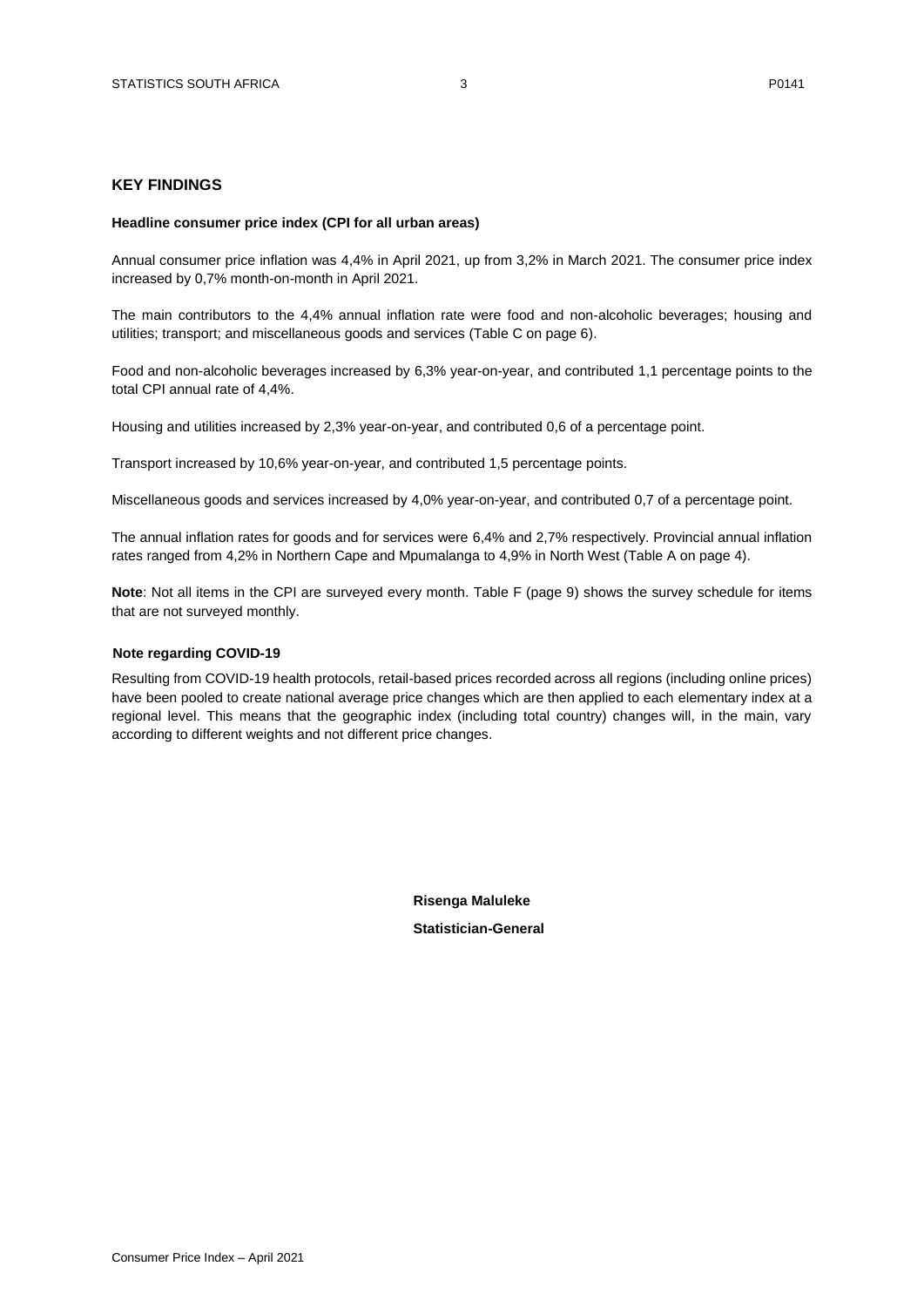## KEY FINDINGS

**Headline consumer price index (CPI for all urban areas)**

Annual consumer price inflation was 4,4% in April 2021, up from 3,2% in March 2021. The consumer price index increased by 0,7% month-on-month in April 2021.

The main contributors to the 4,4% annual inflation rate were food and non-alcoholic beverages; housing and utilities; transport; and miscellaneous goods and services (Table C on page 6).

Food and non-alcoholic beverages increased by 6,3% year-on-year, and contributed 1,1 percentage points to the total CPI annual rate of 4,4%.

Housing and utilities increased by 2,3% year-on-year, and contributed 0,6 of a percentage point.

Transport increased by 10,6% year-on-year, and contributed 1,5 percentage points.

Miscellaneous goods and services increased by 4,0% year-on-year, and contributed 0,7 of a percentage point.

The annual inflation rates for goods and for services were 6,4% and 2,7% respectively. Provincial annual inflation rates ranged from 4,2% in Northern Cape and Mpumalanga to 4,9% in North West (Table A on page 4).

**Note**: Not all items in the CPI are surveyed every month. Table F (page 9) shows the survey schedule for items that are not surveyed monthly.

**Note regarding COVID-19**

Resulting from COVID-19 health protocols, retail-based prices recorded across all regions (including online prices) have been pooled to create national average price changes which are then applied to each elementary index at a regional level. This means that the geographic index (including total country) changes will, in the main, vary according to different weights and not different price changes.

**Risenga Maluleke**

**Statistician-General**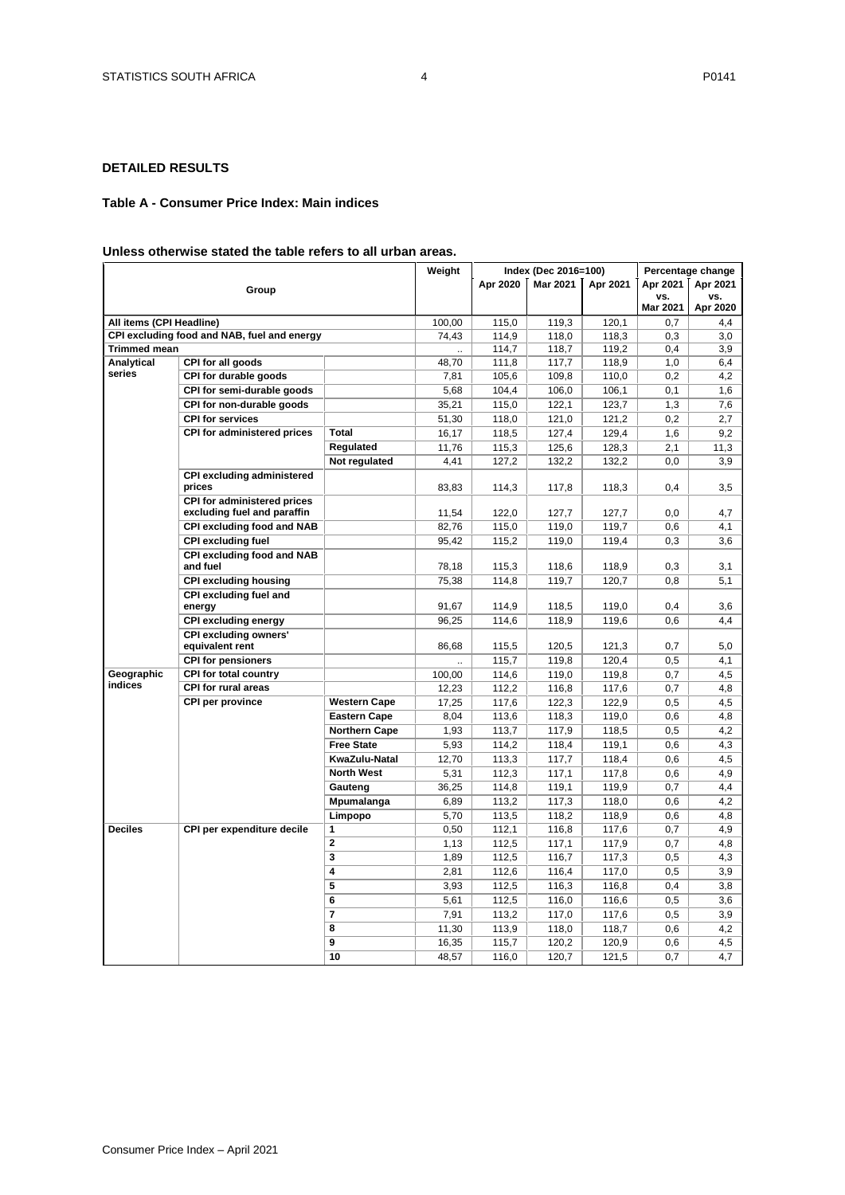## DETAILED RESULTS

### Table A - Consumer Price Index: Main indices

**Unless otherwise stated the table refers to all urban areas.**

| Group | | | Weight | Index (Dec 2016=100) | | | Percentage change | |
|---|---|---|---|---|---|---|---|---|
| | | | | Apr 2020 | Mar 2021 | Apr 2021 | Apr 2021 vs. Mar 2021 | Apr 2021 vs. Apr 2020 |
| **All items (CPI Headline)** | | | 100,00 | 115,0 | 119,3 | 120,1 | 0,7 | 4,4 |
| **CPI excluding food and NAB, fuel and energy** | | | 74,43 | 114,9 | 118,0 | 118,3 | 0,3 | 3,0 |
| **Trimmed mean** | | | .. | 114,7 | 118,7 | 119,2 | 0,4 | 3,9 |
| **Analytical series** | **CPI for all goods** | | 48,70 | 111,8 | 117,7 | 118,9 | 1,0 | 6,4 |
| | **CPI for durable goods** | | 7,81 | 105,6 | 109,8 | 110,0 | 0,2 | 4,2 |
| | **CPI for semi-durable goods** | | 5,68 | 104,4 | 106,0 | 106,1 | 0,1 | 1,6 |
| | **CPI for non-durable goods** | | 35,21 | 115,0 | 122,1 | 123,7 | 1,3 | 7,6 |
| | **CPI for services** | | 51,30 | 118,0 | 121,0 | 121,2 | 0,2 | 2,7 |
| | **CPI for administered prices** | **Total** | 16,17 | 118,5 | 127,4 | 129,4 | 1,6 | 9,2 |
| | | **Regulated** | 11,76 | 115,3 | 125,6 | 128,3 | 2,1 | 11,3 |
| | | **Not regulated** | 4,41 | 127,2 | 132,2 | 132,2 | 0,0 | 3,9 |
| | **CPI excluding administered prices** | | 83,83 | 114,3 | 117,8 | 118,3 | 0,4 | 3,5 |
| | **CPI for administered prices excluding fuel and paraffin** | | 11,54 | 122,0 | 127,7 | 127,7 | 0,0 | 4,7 |
| | **CPI excluding food and NAB** | | 82,76 | 115,0 | 119,0 | 119,7 | 0,6 | 4,1 |
| | **CPI excluding fuel** | | 95,42 | 115,2 | 119,0 | 119,4 | 0,3 | 3,6 |
| | **CPI excluding food and NAB and fuel** | | 78,18 | 115,3 | 118,6 | 118,9 | 0,3 | 3,1 |
| | **CPI excluding housing** | | 75,38 | 114,8 | 119,7 | 120,7 | 0,8 | 5,1 |
| | **CPI excluding fuel and energy** | | 91,67 | 114,9 | 118,5 | 119,0 | 0,4 | 3,6 |
| | **CPI excluding energy** | | 96,25 | 114,6 | 118,9 | 119,6 | 0,6 | 4,4 |
| | **CPI excluding owners' equivalent rent** | | 86,68 | 115,5 | 120,5 | 121,3 | 0,7 | 5,0 |
| | **CPI for pensioners** | | .. | 115,7 | 119,8 | 120,4 | 0,5 | 4,1 |
| **Geographic indices** | **CPI for total country** | | 100,00 | 114,6 | 119,0 | 119,8 | 0,7 | 4,5 |
| | **CPI for rural areas** | | 12,23 | 112,2 | 116,8 | 117,6 | 0,7 | 4,8 |
| | **CPI per province** | **Western Cape** | 17,25 | 117,6 | 122,3 | 122,9 | 0,5 | 4,5 |
| | | **Eastern Cape** | 8,04 | 113,6 | 118,3 | 119,0 | 0,6 | 4,8 |
| | | **Northern Cape** | 1,93 | 113,7 | 117,9 | 118,5 | 0,5 | 4,2 |
| | | **Free State** | 5,93 | 114,2 | 118,4 | 119,1 | 0,6 | 4,3 |
| | | **KwaZulu-Natal** | 12,70 | 113,3 | 117,7 | 118,4 | 0,6 | 4,5 |
| | | **North West** | 5,31 | 112,3 | 117,1 | 117,8 | 0,6 | 4,9 |
| | | **Gauteng** | 36,25 | 114,8 | 119,1 | 119,9 | 0,7 | 4,4 |
| | | **Mpumalanga** | 6,89 | 113,2 | 117,3 | 118,0 | 0,6 | 4,2 |
| | | **Limpopo** | 5,70 | 113,5 | 118,2 | 118,9 | 0,6 | 4,8 |
| **Deciles** | **CPI per expenditure decile** | **1** | 0,50 | 112,1 | 116,8 | 117,6 | 0,7 | 4,9 |
| | | **2** | 1,13 | 112,5 | 117,1 | 117,9 | 0,7 | 4,8 |
| | | **3** | 1,89 | 112,5 | 116,7 | 117,3 | 0,5 | 4,3 |
| | | **4** | 2,81 | 112,6 | 116,4 | 117,0 | 0,5 | 3,9 |
| | | **5** | 3,93 | 112,5 | 116,3 | 116,8 | 0,4 | 3,8 |
| | | **6** | 5,61 | 112,5 | 116,0 | 116,6 | 0,5 | 3,6 |
| | | **7** | 7,91 | 113,2 | 117,0 | 117,6 | 0,5 | 3,9 |
| | | **8** | 11,30 | 113,9 | 118,0 | 118,7 | 0,6 | 4,2 |
| | | **9** | 16,35 | 115,7 | 120,2 | 120,9 | 0,6 | 4,5 |
| | | **10** | 48,57 | 116,0 | 120,7 | 121,5 | 0,7 | 4,7 |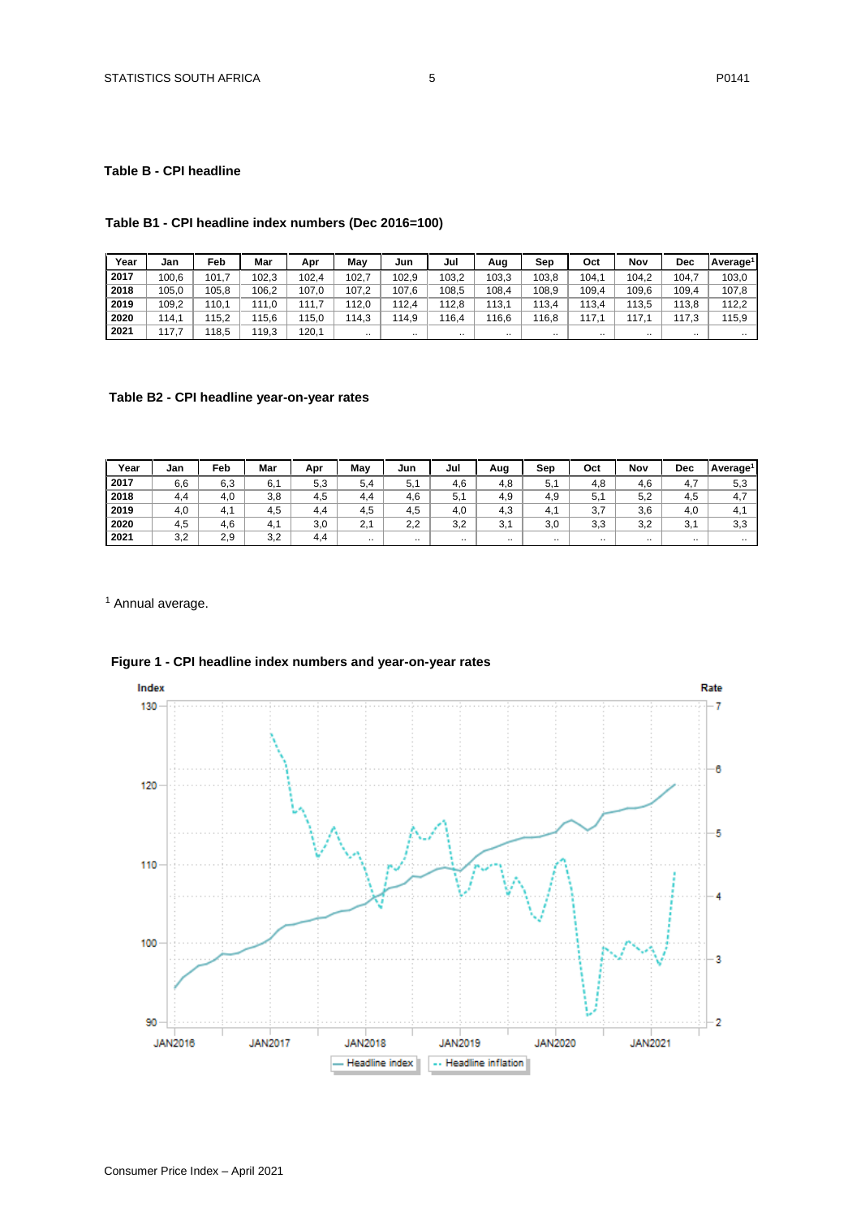## Table B - CPI headline

### Table B1 - CPI headline index numbers (Dec 2016=100)

| Year | Jan | Feb | Mar | Apr | May | Jun | Jul | Aug | Sep | Oct | Nov | Dec | Average[1] |
|---|---|---|---|---|---|---|---|---|---|---|---|---|---|
| 2017 | 100,6 | 101,7 | 102,3 | 102,4 | 102,7 | 102,9 | 103,2 | 103,3 | 103,8 | 104,1 | 104,2 | 104,7 | 103,0 |
| 2018 | 105,0 | 105,8 | 106,2 | 107,0 | 107,2 | 107,6 | 108,5 | 108,4 | 108,9 | 109,4 | 109,6 | 109,4 | 107,8 |
| 2019 | 109,2 | 110,1 | 111,0 | 111,7 | 112,0 | 112,4 | 112,8 | 113,1 | 113,4 | 113,4 | 113,5 | 113,8 | 112,2 |
| 2020 | 114,1 | 115,2 | 115,6 | 115,0 | 114,3 | 114,9 | 116,4 | 116,6 | 116,8 | 117,1 | 117,1 | 117,3 | 115,9 |
| 2021 | 117,7 | 118,5 | 119,3 | 120,1 | .. | .. | .. | .. | .. | .. | .. | .. | .. |

### Table B2 - CPI headline year-on-year rates

| Year | Jan | Feb | Mar | Apr | May | Jun | Jul | Aug | Sep | Oct | Nov | Dec | Average[1] |
|---|---|---|---|---|---|---|---|---|---|---|---|---|---|
| 2017 | 6,6 | 6,3 | 6,1 | 5,3 | 5,4 | 5,1 | 4,6 | 4,8 | 5,1 | 4,8 | 4,6 | 4,7 | 5,3 |
| 2018 | 4,4 | 4,0 | 3,8 | 4,5 | 4,4 | 4,6 | 5,1 | 4,9 | 4,9 | 5,1 | 5,2 | 4,5 | 4,7 |
| 2019 | 4,0 | 4,1 | 4,5 | 4,4 | 4,5 | 4,5 | 4,0 | 4,3 | 4,1 | 3,7 | 3,6 | 4,0 | 4,1 |
| 2020 | 4,5 | 4,6 | 4,1 | 3,0 | 2,1 | 2,2 | 3,2 | 3,1 | 3,0 | 3,3 | 3,2 | 3,1 | 3,3 |
| 2021 | 3,2 | 2,9 | 3,2 | 4,4 | .. | .. | .. | .. | .. | .. | .. | .. | .. |

[1] Annual average.

### Figure 1 - CPI headline index numbers and year-on-year rates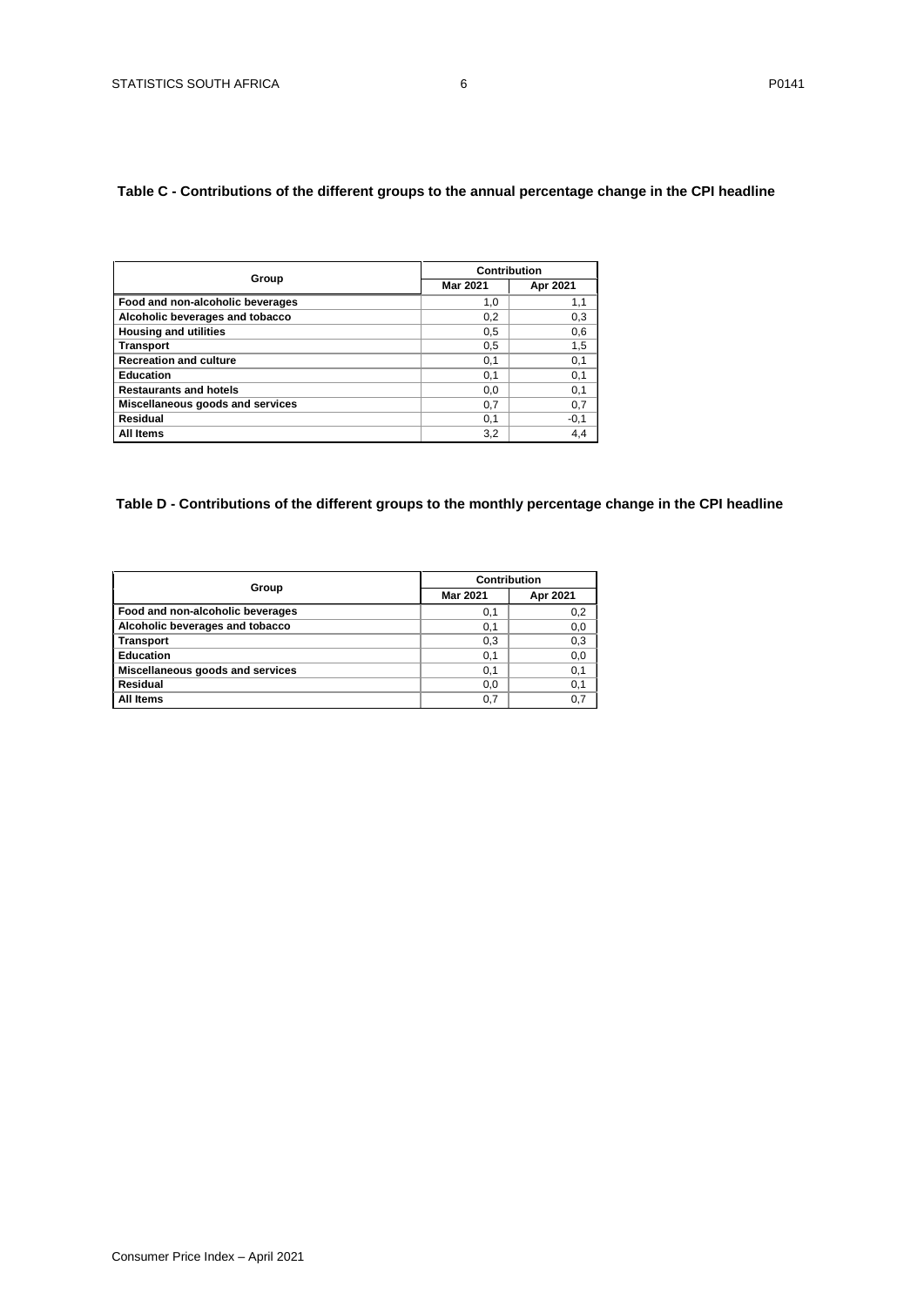**Table C - Contributions of the different groups to the annual percentage change in the CPI headline**

| Group | Contribution | |
|---|---|---|
| | Mar 2021 | Apr 2021 |
| **Food and non-alcoholic beverages** | 1,0 | 1,1 |
| **Alcoholic beverages and tobacco** | 0,2 | 0,3 |
| **Housing and utilities** | 0,5 | 0,6 |
| **Transport** | 0,5 | 1,5 |
| **Recreation and culture** | 0,1 | 0,1 |
| **Education** | 0,1 | 0,1 |
| **Restaurants and hotels** | 0,0 | 0,1 |
| **Miscellaneous goods and services** | 0,7 | 0,7 |
| **Residual** | 0,1 | -0,1 |
| **All Items** | 3,2 | 4,4 |

**Table D - Contributions of the different groups to the monthly percentage change in the CPI headline**

| Group | Contribution | |
|---|---|---|
| | Mar 2021 | Apr 2021 |
| **Food and non-alcoholic beverages** | 0,1 | 0,2 |
| **Alcoholic beverages and tobacco** | 0,1 | 0,0 |
| **Transport** | 0,3 | 0,3 |
| **Education** | 0,1 | 0,0 |
| **Miscellaneous goods and services** | 0,1 | 0,1 |
| **Residual** | 0,0 | 0,1 |
| **All Items** | 0,7 | 0,7 |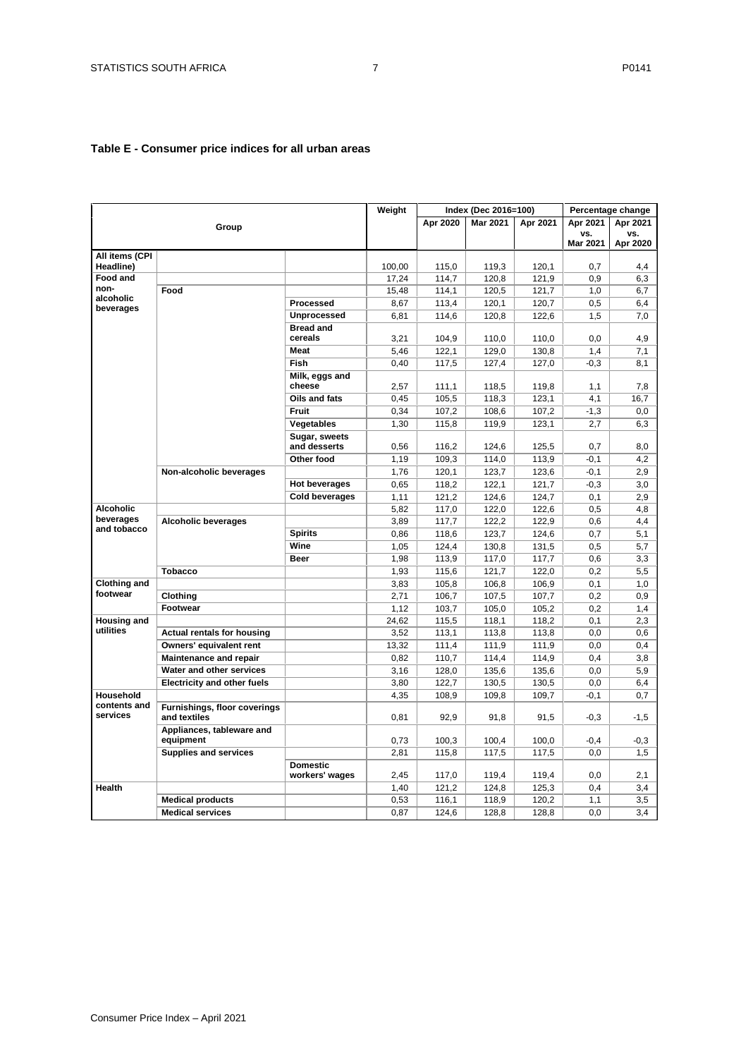**Table E - Consumer price indices for all urban areas**

| Group | | | Weight | Index (Dec 2016=100) | | | Percentage change | |
|---|---|---|---|---|---|---|---|---|
| | | | | Apr 2020 | Mar 2021 | Apr 2021 | Apr 2021 vs. Mar 2021 | Apr 2021 vs. Apr 2020 |
| All items (CPI Headline) | | | 100,00 | 115,0 | 119,3 | 120,1 | 0,7 | 4,4 |
| Food and non-alcoholic beverages | | | 17,24 | 114,7 | 120,8 | 121,9 | 0,9 | 6,3 |
| | Food | | 15,48 | 114,1 | 120,5 | 121,7 | 1,0 | 6,7 |
| | | Processed | 8,67 | 113,4 | 120,1 | 120,7 | 0,5 | 6,4 |
| | | Unprocessed | 6,81 | 114,6 | 120,8 | 122,6 | 1,5 | 7,0 |
| | | Bread and cereals | 3,21 | 104,9 | 110,0 | 110,0 | 0,0 | 4,9 |
| | | Meat | 5,46 | 122,1 | 129,0 | 130,8 | 1,4 | 7,1 |
| | | Fish | 0,40 | 117,5 | 127,4 | 127,0 | -0,3 | 8,1 |
| | | Milk, eggs and cheese | 2,57 | 111,1 | 118,5 | 119,8 | 1,1 | 7,8 |
| | | Oils and fats | 0,45 | 105,5 | 118,3 | 123,1 | 4,1 | 16,7 |
| | | Fruit | 0,34 | 107,2 | 108,6 | 107,2 | -1,3 | 0,0 |
| | | Vegetables | 1,30 | 115,8 | 119,9 | 123,1 | 2,7 | 6,3 |
| | | Sugar, sweets and desserts | 0,56 | 116,2 | 124,6 | 125,5 | 0,7 | 8,0 |
| | | Other food | 1,19 | 109,3 | 114,0 | 113,9 | -0,1 | 4,2 |
| | Non-alcoholic beverages | | 1,76 | 120,1 | 123,7 | 123,6 | -0,1 | 2,9 |
| | | Hot beverages | 0,65 | 118,2 | 122,1 | 121,7 | -0,3 | 3,0 |
| | | Cold beverages | 1,11 | 121,2 | 124,6 | 124,7 | 0,1 | 2,9 |
| Alcoholic beverages and tobacco | | | 5,82 | 117,0 | 122,0 | 122,6 | 0,5 | 4,8 |
| | Alcoholic beverages | | 3,89 | 117,7 | 122,2 | 122,9 | 0,6 | 4,4 |
| | | Spirits | 0,86 | 118,6 | 123,7 | 124,6 | 0,7 | 5,1 |
| | | Wine | 1,05 | 124,4 | 130,8 | 131,5 | 0,5 | 5,7 |
| | | Beer | 1,98 | 113,9 | 117,0 | 117,7 | 0,6 | 3,3 |
| | Tobacco | | 1,93 | 115,6 | 121,7 | 122,0 | 0,2 | 5,5 |
| Clothing and footwear | | | 3,83 | 105,8 | 106,8 | 106,9 | 0,1 | 1,0 |
| | Clothing | | 2,71 | 106,7 | 107,5 | 107,7 | 0,2 | 0,9 |
| | Footwear | | 1,12 | 103,7 | 105,0 | 105,2 | 0,2 | 1,4 |
| Housing and utilities | | | 24,62 | 115,5 | 118,1 | 118,2 | 0,1 | 2,3 |
| | Actual rentals for housing | | 3,52 | 113,1 | 113,8 | 113,8 | 0,0 | 0,6 |
| | Owners' equivalent rent | | 13,32 | 111,4 | 111,9 | 111,9 | 0,0 | 0,4 |
| | Maintenance and repair | | 0,82 | 110,7 | 114,4 | 114,9 | 0,4 | 3,8 |
| | Water and other services | | 3,16 | 128,0 | 135,6 | 135,6 | 0,0 | 5,9 |
| | Electricity and other fuels | | 3,80 | 122,7 | 130,5 | 130,5 | 0,0 | 6,4 |
| Household contents and services | | | 4,35 | 108,9 | 109,8 | 109,7 | -0,1 | 0,7 |
| | Furnishings, floor coverings and textiles | | 0,81 | 92,9 | 91,8 | 91,5 | -0,3 | -1,5 |
| | Appliances, tableware and equipment | | 0,73 | 100,3 | 100,4 | 100,0 | -0,4 | -0,3 |
| | Supplies and services | | 2,81 | 115,8 | 117,5 | 117,5 | 0,0 | 1,5 |
| | | Domestic workers' wages | 2,45 | 117,0 | 119,4 | 119,4 | 0,0 | 2,1 |
| Health | | | 1,40 | 121,2 | 124,8 | 125,3 | 0,4 | 3,4 |
| | Medical products | | 0,53 | 116,1 | 118,9 | 120,2 | 1,1 | 3,5 |
| | Medical services | | 0,87 | 124,6 | 128,8 | 128,8 | 0,0 | 3,4 |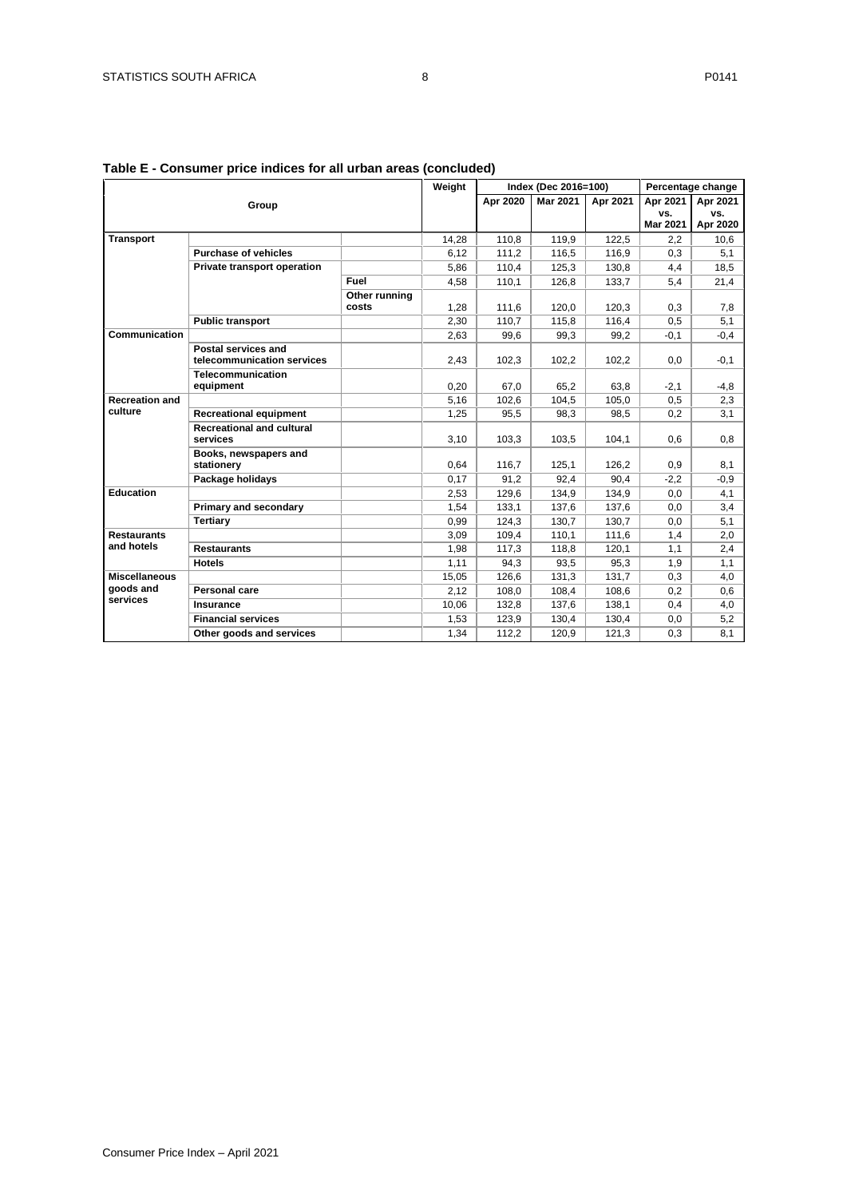**Table E - Consumer price indices for all urban areas (concluded)**

| Group | | | Weight | Index (Dec 2016=100) | | | Percentage change | |
|---|---|---|---|---|---|---|---|---|
| | | | | Apr 2020 | Mar 2021 | Apr 2021 | Apr 2021 vs. Mar 2021 | Apr 2021 vs. Apr 2020 |
| **Transport** | | | 14,28 | 110,8 | 119,9 | 122,5 | 2,2 | 10,6 |
| | **Purchase of vehicles** | | 6,12 | 111,2 | 116,5 | 116,9 | 0,3 | 5,1 |
| | **Private transport operation** | | 5,86 | 110,4 | 125,3 | 130,8 | 4,4 | 18,5 |
| | | **Fuel** | 4,58 | 110,1 | 126,8 | 133,7 | 5,4 | 21,4 |
| | | **Other running costs** | 1,28 | 111,6 | 120,0 | 120,3 | 0,3 | 7,8 |
| | **Public transport** | | 2,30 | 110,7 | 115,8 | 116,4 | 0,5 | 5,1 |
| **Communication** | | | 2,63 | 99,6 | 99,3 | 99,2 | -0,1 | -0,4 |
| | **Postal services and telecommunication services** | | 2,43 | 102,3 | 102,2 | 102,2 | 0,0 | -0,1 |
| | **Telecommunication equipment** | | 0,20 | 67,0 | 65,2 | 63,8 | -2,1 | -4,8 |
| **Recreation and culture** | | | 5,16 | 102,6 | 104,5 | 105,0 | 0,5 | 2,3 |
| | **Recreational equipment** | | 1,25 | 95,5 | 98,3 | 98,5 | 0,2 | 3,1 |
| | **Recreational and cultural services** | | 3,10 | 103,3 | 103,5 | 104,1 | 0,6 | 0,8 |
| | **Books, newspapers and stationery** | | 0,64 | 116,7 | 125,1 | 126,2 | 0,9 | 8,1 |
| | **Package holidays** | | 0,17 | 91,2 | 92,4 | 90,4 | -2,2 | -0,9 |
| **Education** | | | 2,53 | 129,6 | 134,9 | 134,9 | 0,0 | 4,1 |
| | **Primary and secondary** | | 1,54 | 133,1 | 137,6 | 137,6 | 0,0 | 3,4 |
| | **Tertiary** | | 0,99 | 124,3 | 130,7 | 130,7 | 0,0 | 5,1 |
| **Restaurants and hotels** | | | 3,09 | 109,4 | 110,1 | 111,6 | 1,4 | 2,0 |
| | **Restaurants** | | 1,98 | 117,3 | 118,8 | 120,1 | 1,1 | 2,4 |
| | **Hotels** | | 1,11 | 94,3 | 93,5 | 95,3 | 1,9 | 1,1 |
| **Miscellaneous goods and services** | | | 15,05 | 126,6 | 131,3 | 131,7 | 0,3 | 4,0 |
| | **Personal care** | | 2,12 | 108,0 | 108,4 | 108,6 | 0,2 | 0,6 |
| | **Insurance** | | 10,06 | 132,8 | 137,6 | 138,1 | 0,4 | 4,0 |
| | **Financial services** | | 1,53 | 123,9 | 130,4 | 130,4 | 0,0 | 5,2 |
| | **Other goods and services** | | 1,34 | 112,2 | 120,9 | 121,3 | 0,3 | 8,1 |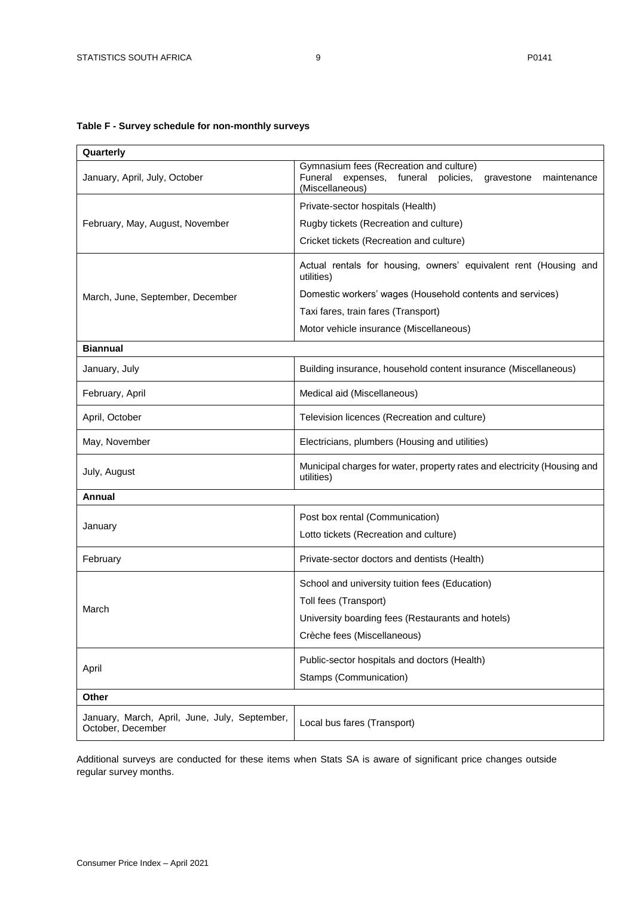**Table F - Survey schedule for non-monthly surveys**

| Quarterly | |
|---|---|
| January, April, July, October | Gymnasium fees (Recreation and culture)<br>Funeral expenses, funeral policies, gravestone maintenance (Miscellaneous) |
| February, May, August, November | Private-sector hospitals (Health)<br>Rugby tickets (Recreation and culture)<br>Cricket tickets (Recreation and culture) |
| March, June, September, December | Actual rentals for housing, owners' equivalent rent (Housing and utilities)<br>Domestic workers' wages (Household contents and services)<br>Taxi fares, train fares (Transport)<br>Motor vehicle insurance (Miscellaneous) |
| **Biannual** | |
| January, July | Building insurance, household content insurance (Miscellaneous) |
| February, April | Medical aid (Miscellaneous) |
| April, October | Television licences (Recreation and culture) |
| May, November | Electricians, plumbers (Housing and utilities) |
| July, August | Municipal charges for water, property rates and electricity (Housing and utilities) |
| **Annual** | |
| January | Post box rental (Communication)<br>Lotto tickets (Recreation and culture) |
| February | Private-sector doctors and dentists (Health) |
| March | School and university tuition fees (Education)<br>Toll fees (Transport)<br>University boarding fees (Restaurants and hotels)<br>Crèche fees (Miscellaneous) |
| April | Public-sector hospitals and doctors (Health)<br>Stamps (Communication) |
| **Other** | |
| January, March, April, June, July, September, October, December | Local bus fares (Transport) |

Additional surveys are conducted for these items when Stats SA is aware of significant price changes outside regular survey months.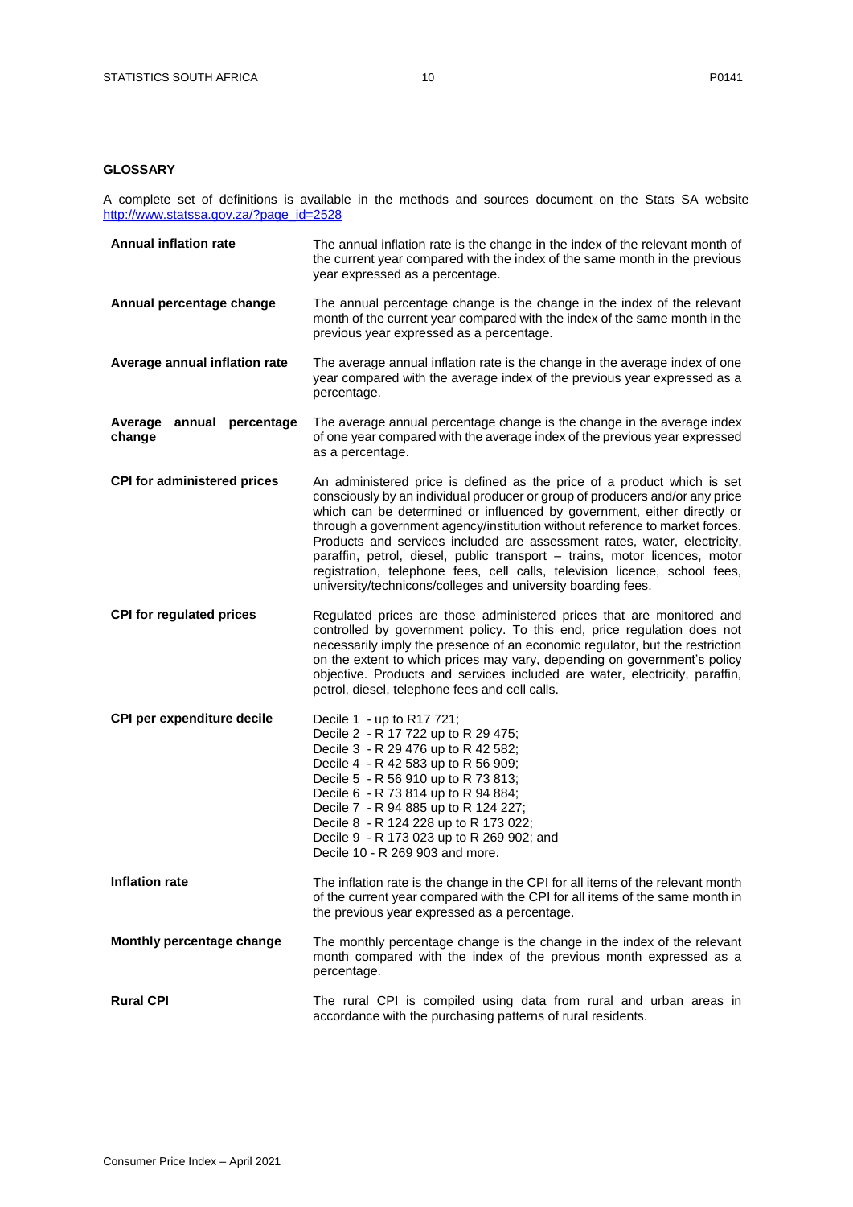## GLOSSARY

A complete set of definitions is available in the methods and sources document on the Stats SA website http://www.statssa.gov.za/?page_id=2528

**Annual inflation rate**
The annual inflation rate is the change in the index of the relevant month of the current year compared with the index of the same month in the previous year expressed as a percentage.

**Annual percentage change**
The annual percentage change is the change in the index of the relevant month of the current year compared with the index of the same month in the previous year expressed as a percentage.

**Average annual inflation rate**
The average annual inflation rate is the change in the average index of one year compared with the average index of the previous year expressed as a percentage.

**Average annual percentage change**
The average annual percentage change is the change in the average index of one year compared with the average index of the previous year expressed as a percentage.

**CPI for administered prices**
An administered price is defined as the price of a product which is set consciously by an individual producer or group of producers and/or any price which can be determined or influenced by government, either directly or through a government agency/institution without reference to market forces. Products and services included are assessment rates, water, electricity, paraffin, petrol, diesel, public transport – trains, motor licences, motor registration, telephone fees, cell calls, television licence, school fees, university/technicons/colleges and university boarding fees.

**CPI for regulated prices**
Regulated prices are those administered prices that are monitored and controlled by government policy. To this end, price regulation does not necessarily imply the presence of an economic regulator, but the restriction on the extent to which prices may vary, depending on government's policy objective. Products and services included are water, electricity, paraffin, petrol, diesel, telephone fees and cell calls.

**CPI per expenditure decile**
Decile 1 - up to R17 721;
Decile 2 - R 17 722 up to R 29 475;
Decile 3 - R 29 476 up to R 42 582;
Decile 4 - R 42 583 up to R 56 909;
Decile 5 - R 56 910 up to R 73 813;
Decile 6 - R 73 814 up to R 94 884;
Decile 7 - R 94 885 up to R 124 227;
Decile 8 - R 124 228 up to R 173 022;
Decile 9 - R 173 023 up to R 269 902; and
Decile 10 - R 269 903 and more.

**Inflation rate**
The inflation rate is the change in the CPI for all items of the relevant month of the current year compared with the CPI for all items of the same month in the previous year expressed as a percentage.

**Monthly percentage change**
The monthly percentage change is the change in the index of the relevant month compared with the index of the previous month expressed as a percentage.

**Rural CPI**
The rural CPI is compiled using data from rural and urban areas in accordance with the purchasing patterns of rural residents.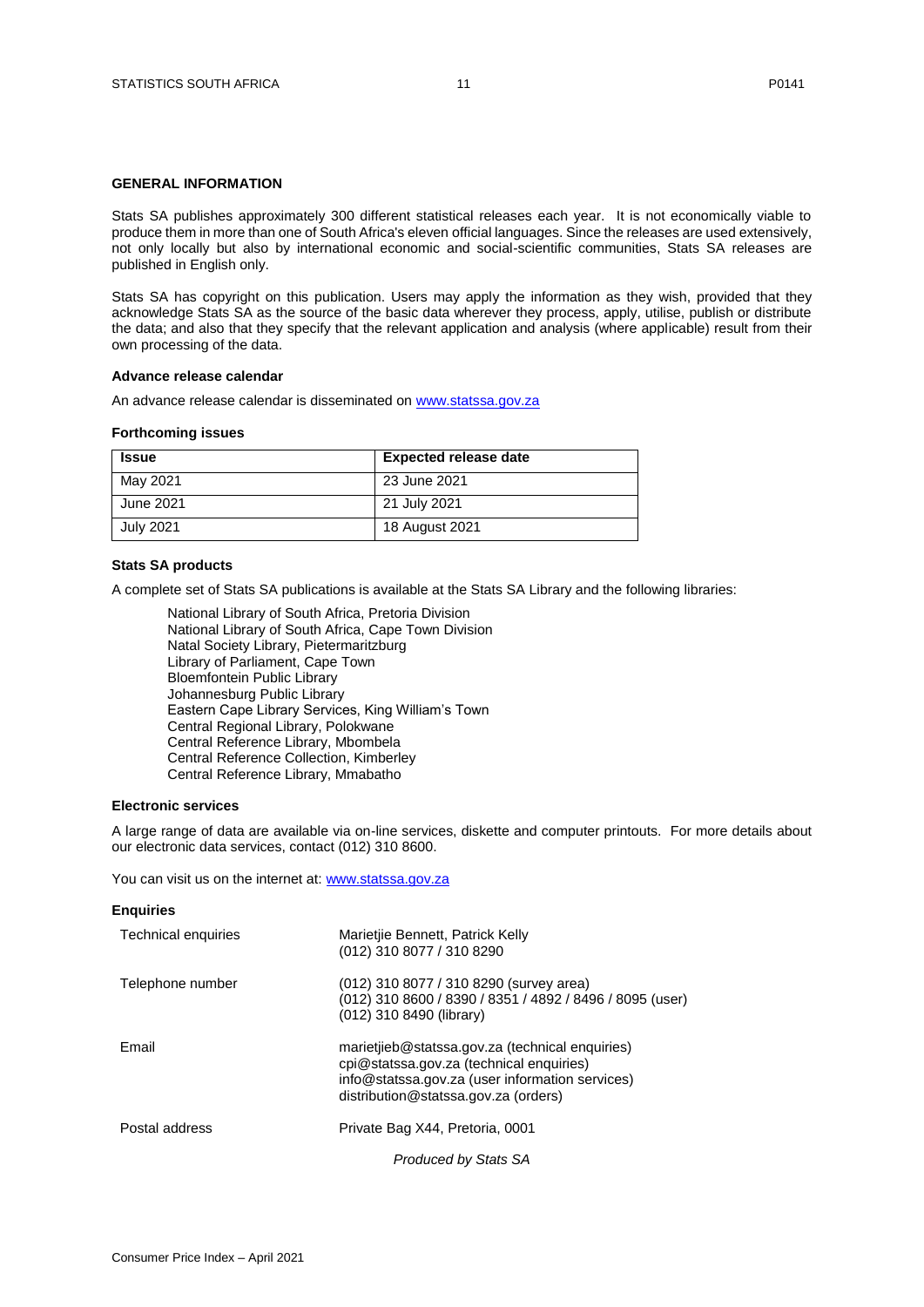## GENERAL INFORMATION

Stats SA publishes approximately 300 different statistical releases each year. It is not economically viable to produce them in more than one of South Africa's eleven official languages. Since the releases are used extensively, not only locally but also by international economic and social-scientific communities, Stats SA releases are published in English only.

Stats SA has copyright on this publication. Users may apply the information as they wish, provided that they acknowledge Stats SA as the source of the basic data wherever they process, apply, utilise, publish or distribute the data; and also that they specify that the relevant application and analysis (where applicable) result from their own processing of the data.

### Advance release calendar

An advance release calendar is disseminated on www.statssa.gov.za

### Forthcoming issues

| Issue | Expected release date |
|---|---|
| May 2021 | 23 June 2021 |
| June 2021 | 21 July 2021 |
| July 2021 | 18 August 2021 |

### Stats SA products

A complete set of Stats SA publications is available at the Stats SA Library and the following libraries:

National Library of South Africa, Pretoria Division
National Library of South Africa, Cape Town Division
Natal Society Library, Pietermaritzburg
Library of Parliament, Cape Town
Bloemfontein Public Library
Johannesburg Public Library
Eastern Cape Library Services, King William's Town
Central Regional Library, Polokwane
Central Reference Library, Mbombela
Central Reference Collection, Kimberley
Central Reference Library, Mmabatho

### Electronic services

A large range of data are available via on-line services, diskette and computer printouts. For more details about our electronic data services, contact (012) 310 8600.

You can visit us on the internet at: www.statssa.gov.za

### Enquiries

| | |
|---|---|
| Technical enquiries | Marietjie Bennett, Patrick Kelly<br>(012) 310 8077 / 310 8290 |
| Telephone number | (012) 310 8077 / 310 8290 (survey area)<br>(012) 310 8600 / 8390 / 8351 / 4892 / 8496 / 8095 (user)<br>(012) 310 8490 (library) |
| Email | marietjieb@statssa.gov.za (technical enquiries)<br>cpi@statssa.gov.za (technical enquiries)<br>info@statssa.gov.za (user information services)<br>distribution@statssa.gov.za (orders) |
| Postal address | Private Bag X44, Pretoria, 0001 |

*Produced by Stats SA*